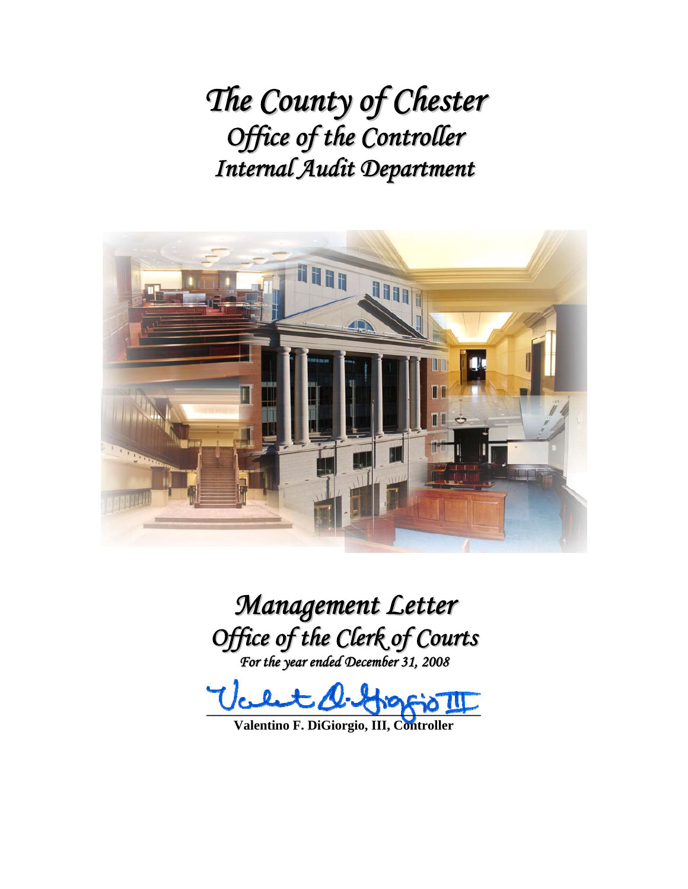# *The County of Chester*
## *Office of the Controller*
## *Internal Audit Department*

# *Management Letter*
## *Office of the Clerk of Courts*
*For the year ended December 31, 2008*

**Valentino F. DiGiorgio, III, Controller**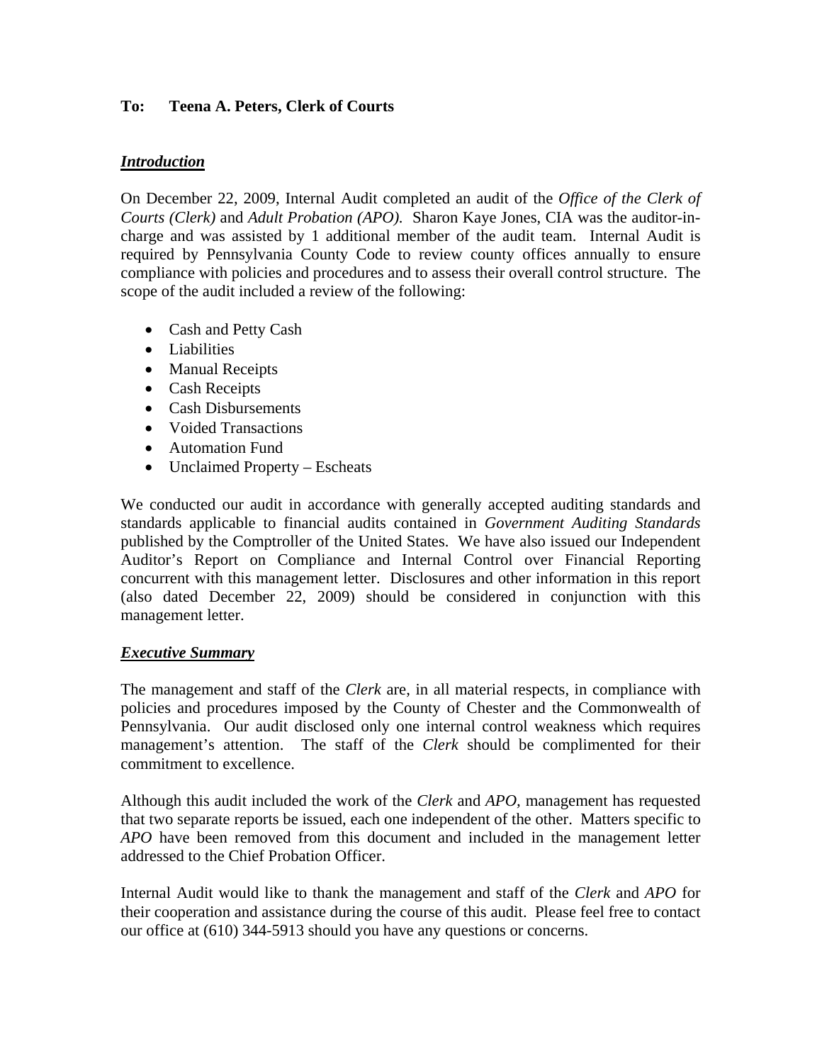**To: Teena A. Peters, Clerk of Courts**

***Introduction***

On December 22, 2009, Internal Audit completed an audit of the *Office of the Clerk of Courts (Clerk)* and *Adult Probation (APO).* Sharon Kaye Jones, CIA was the auditor-in-charge and was assisted by 1 additional member of the audit team. Internal Audit is required by Pennsylvania County Code to review county offices annually to ensure compliance with policies and procedures and to assess their overall control structure. The scope of the audit included a review of the following:

- Cash and Petty Cash
- Liabilities
- Manual Receipts
- Cash Receipts
- Cash Disbursements
- Voided Transactions
- Automation Fund
- Unclaimed Property – Escheats

We conducted our audit in accordance with generally accepted auditing standards and standards applicable to financial audits contained in *Government Auditing Standards* published by the Comptroller of the United States. We have also issued our Independent Auditor's Report on Compliance and Internal Control over Financial Reporting concurrent with this management letter. Disclosures and other information in this report (also dated December 22, 2009) should be considered in conjunction with this management letter.

***Executive Summary***

The management and staff of the *Clerk* are, in all material respects, in compliance with policies and procedures imposed by the County of Chester and the Commonwealth of Pennsylvania. Our audit disclosed only one internal control weakness which requires management's attention. The staff of the *Clerk* should be complimented for their commitment to excellence.

Although this audit included the work of the *Clerk* and *APO*, management has requested that two separate reports be issued, each one independent of the other. Matters specific to *APO* have been removed from this document and included in the management letter addressed to the Chief Probation Officer.

Internal Audit would like to thank the management and staff of the *Clerk* and *APO* for their cooperation and assistance during the course of this audit. Please feel free to contact our office at (610) 344-5913 should you have any questions or concerns.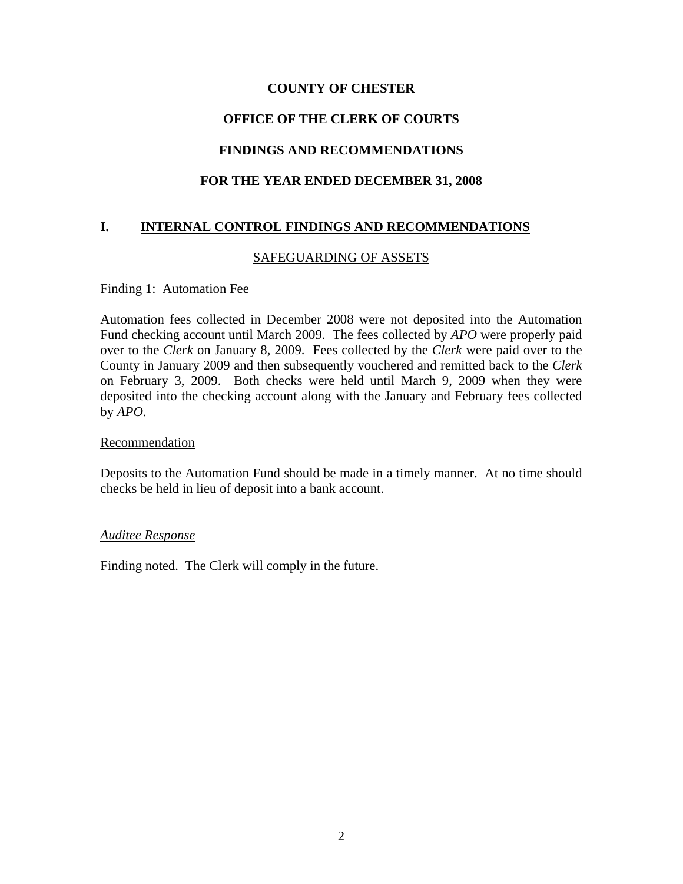**COUNTY OF CHESTER**

**OFFICE OF THE CLERK OF COURTS**

**FINDINGS AND RECOMMENDATIONS**

**FOR THE YEAR ENDED DECEMBER 31, 2008**

## I. INTERNAL CONTROL FINDINGS AND RECOMMENDATIONS

### SAFEGUARDING OF ASSETS

Finding 1: Automation Fee

Automation fees collected in December 2008 were not deposited into the Automation Fund checking account until March 2009. The fees collected by *APO* were properly paid over to the *Clerk* on January 8, 2009. Fees collected by the *Clerk* were paid over to the County in January 2009 and then subsequently vouchered and remitted back to the *Clerk* on February 3, 2009. Both checks were held until March 9, 2009 when they were deposited into the checking account along with the January and February fees collected by *APO*.

Recommendation

Deposits to the Automation Fund should be made in a timely manner. At no time should checks be held in lieu of deposit into a bank account.

*Auditee Response*

Finding noted. The Clerk will comply in the future.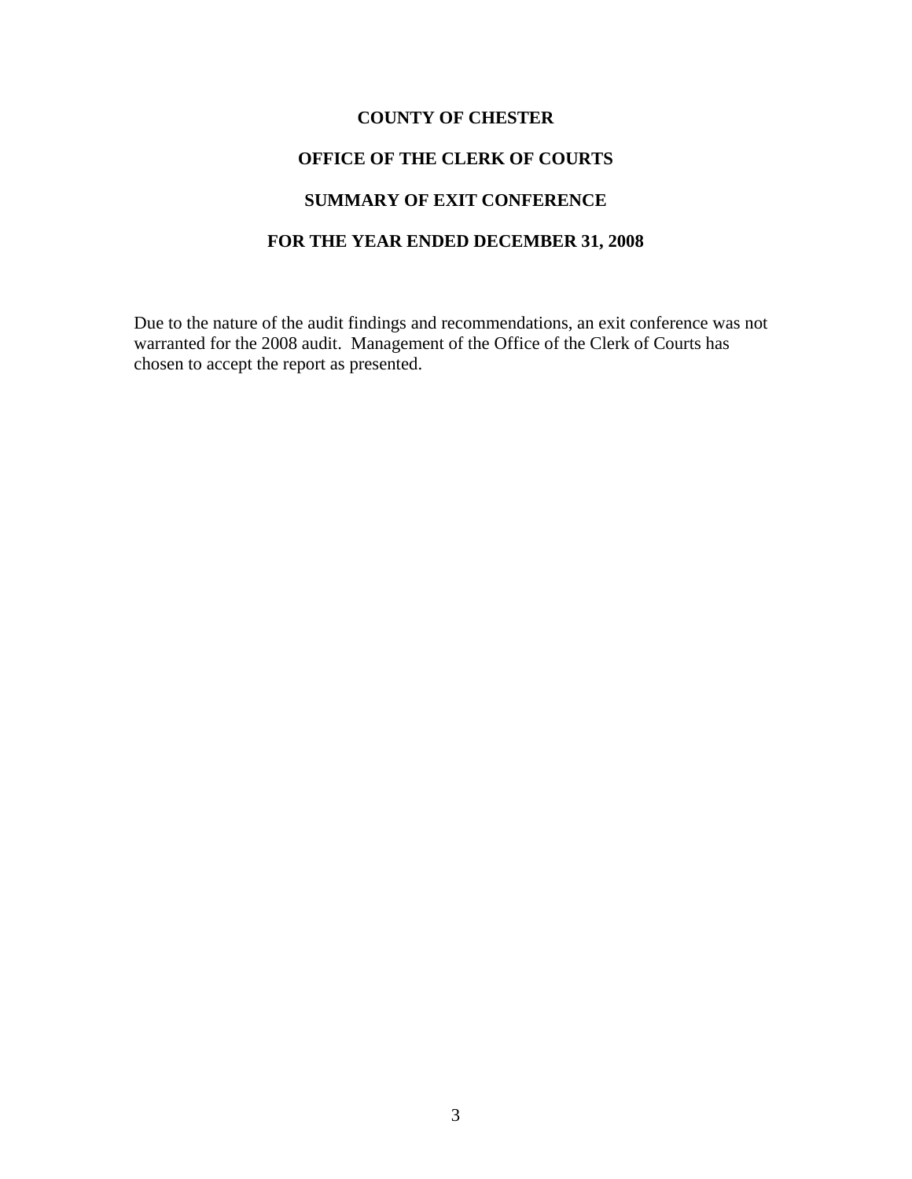# COUNTY OF CHESTER

## OFFICE OF THE CLERK OF COURTS

## SUMMARY OF EXIT CONFERENCE

## FOR THE YEAR ENDED DECEMBER 31, 2008

Due to the nature of the audit findings and recommendations, an exit conference was not warranted for the 2008 audit. Management of the Office of the Clerk of Courts has chosen to accept the report as presented.